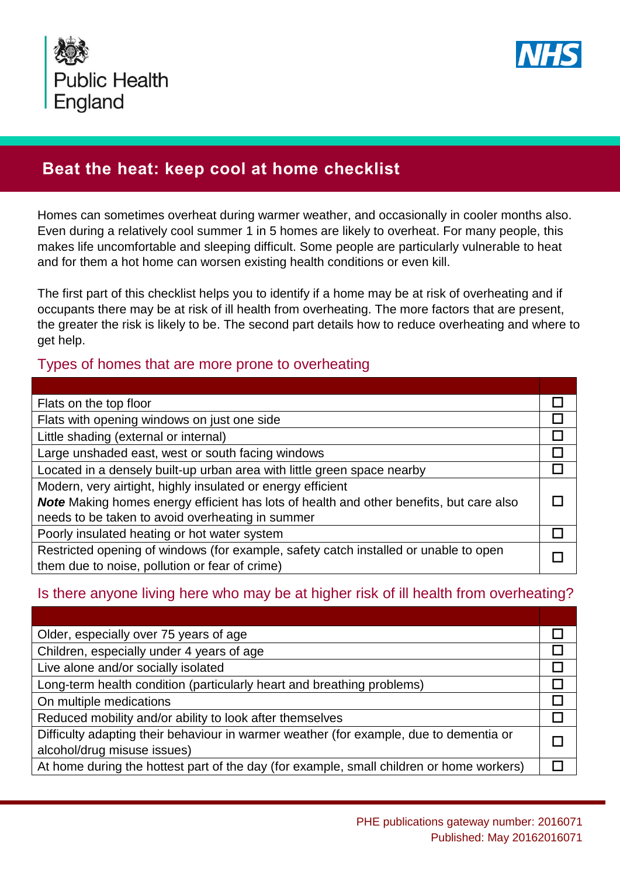Public Health England

NHS

# Beat the heat: keep cool at home checklist

Homes can sometimes overheat during warmer weather, and occasionally in cooler months also. Even during a relatively cool summer 1 in 5 homes are likely to overheat. For many people, this makes life uncomfortable and sleeping difficult. Some people are particularly vulnerable to heat and for them a hot home can worsen existing health conditions or even kill.

The first part of this checklist helps you to identify if a home may be at risk of overheating and if occupants there may be at risk of ill health from overheating. The more factors that are present, the greater the risk is likely to be. The second part details how to reduce overheating and where to get help.

## Types of homes that are more prone to overheating

| | |
|---|---|
| Flats on the top floor | ☐ |
| Flats with opening windows on just one side | ☐ |
| Little shading (external or internal) | ☐ |
| Large unshaded east, west or south facing windows | ☐ |
| Located in a densely built-up urban area with little green space nearby | ☐ |
| Modern, very airtight, highly insulated or energy efficient<br>***Note*** Making homes energy efficient has lots of health and other benefits, but care also needs to be taken to avoid overheating in summer | ☐ |
| Poorly insulated heating or hot water system | ☐ |
| Restricted opening of windows (for example, safety catch installed or unable to open them due to noise, pollution or fear of crime) | ☐ |

## Is there anyone living here who may be at higher risk of ill health from overheating?

| | |
|---|---|
| Older, especially over 75 years of age | ☐ |
| Children, especially under 4 years of age | ☐ |
| Live alone and/or socially isolated | ☐ |
| Long-term health condition (particularly heart and breathing problems) | ☐ |
| On multiple medications | ☐ |
| Reduced mobility and/or ability to look after themselves | ☐ |
| Difficulty adapting their behaviour in warmer weather (for example, due to dementia or alcohol/drug misuse issues) | ☐ |
| At home during the hottest part of the day (for example, small children or home workers) | ☐ |

PHE publications gateway number: 2016071
Published: May 20162016071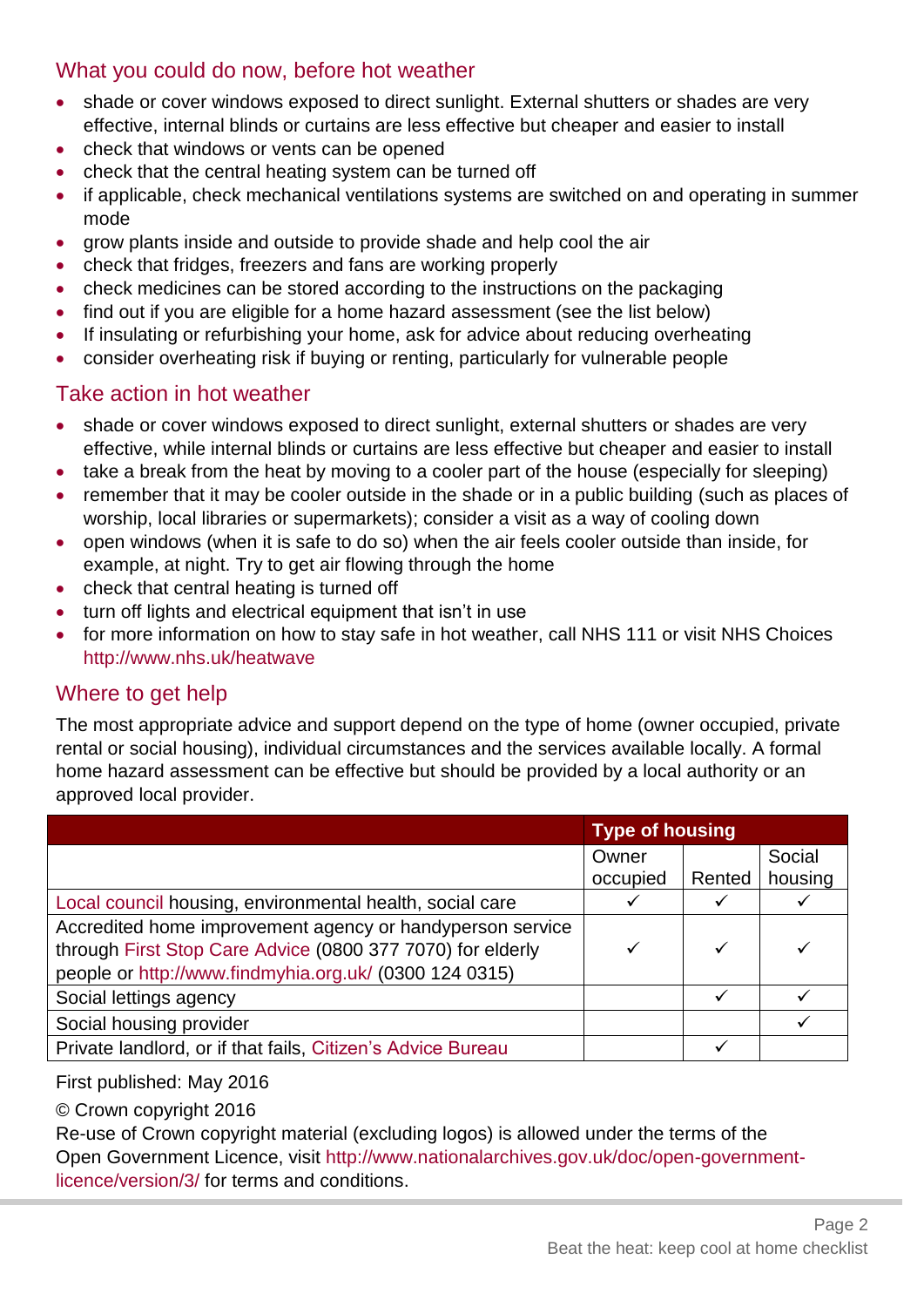## What you could do now, before hot weather

- shade or cover windows exposed to direct sunlight. External shutters or shades are very effective, internal blinds or curtains are less effective but cheaper and easier to install
- check that windows or vents can be opened
- check that the central heating system can be turned off
- if applicable, check mechanical ventilations systems are switched on and operating in summer mode
- grow plants inside and outside to provide shade and help cool the air
- check that fridges, freezers and fans are working properly
- check medicines can be stored according to the instructions on the packaging
- find out if you are eligible for a home hazard assessment (see the list below)
- If insulating or refurbishing your home, ask for advice about reducing overheating
- consider overheating risk if buying or renting, particularly for vulnerable people

## Take action in hot weather

- shade or cover windows exposed to direct sunlight, external shutters or shades are very effective, while internal blinds or curtains are less effective but cheaper and easier to install
- take a break from the heat by moving to a cooler part of the house (especially for sleeping)
- remember that it may be cooler outside in the shade or in a public building (such as places of worship, local libraries or supermarkets); consider a visit as a way of cooling down
- open windows (when it is safe to do so) when the air feels cooler outside than inside, for example, at night. Try to get air flowing through the home
- check that central heating is turned off
- turn off lights and electrical equipment that isn't in use
- for more information on how to stay safe in hot weather, call NHS 111 or visit NHS Choices http://www.nhs.uk/heatwave

## Where to get help

The most appropriate advice and support depend on the type of home (owner occupied, private rental or social housing), individual circumstances and the services available locally. A formal home hazard assessment can be effective but should be provided by a local authority or an approved local provider.

| | Type of housing | | |
|---|---|---|---|
| | Owner occupied | Rented | Social housing |
| Local council housing, environmental health, social care | ✓ | ✓ | ✓ |
| Accredited home improvement agency or handyperson service through First Stop Care Advice (0800 377 7070) for elderly people or http://www.findmyhia.org.uk/ (0300 124 0315) | ✓ | ✓ | ✓ |
| Social lettings agency | | ✓ | ✓ |
| Social housing provider | | | ✓ |
| Private landlord, or if that fails, Citizen's Advice Bureau | | ✓ | |

First published: May 2016

© Crown copyright 2016

Re-use of Crown copyright material (excluding logos) is allowed under the terms of the Open Government Licence, visit http://www.nationalarchives.gov.uk/doc/open-government-licence/version/3/ for terms and conditions.